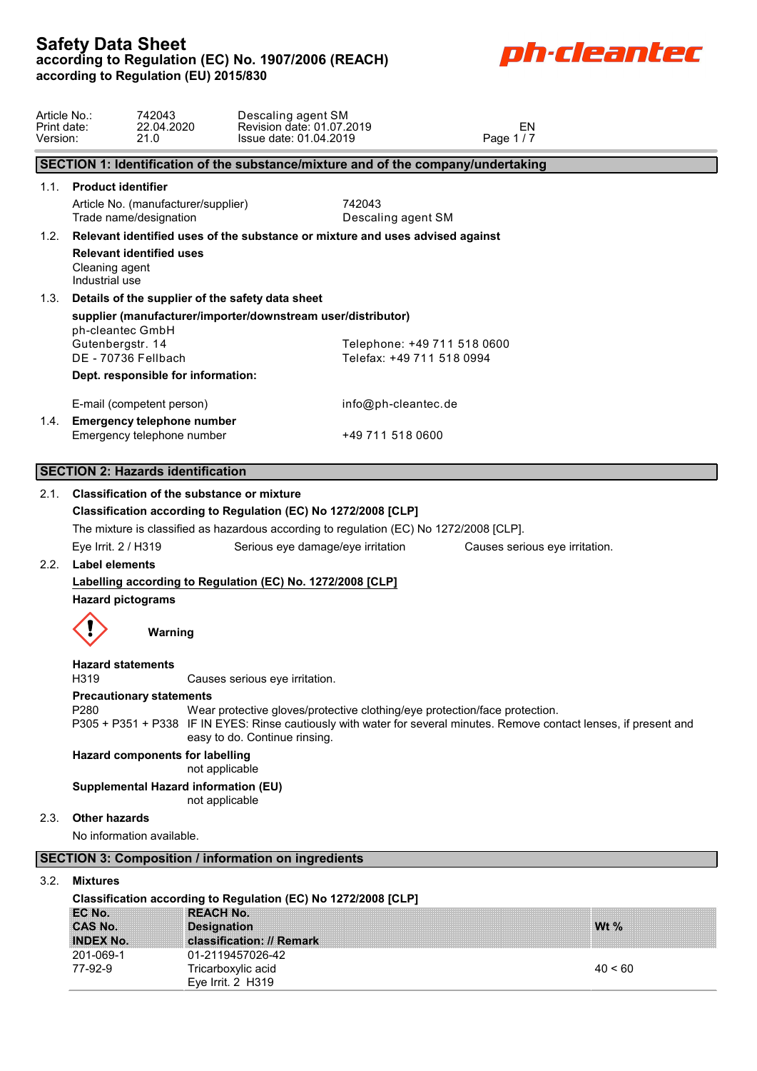# Safety Data Sheet

**according to Regulation (EC) No. 1907/2006 (REACH)**
**according to Regulation (EU) 2015/830**

ph-cleantec

| | | | |
|---|---|---|---|
| Article No.: | 742043 | Descaling agent SM | |
| Print date: | 22.04.2020 | Revision date: 01.07.2019 | EN |
| Version: | 21.0 | Issue date: 01.04.2019 | |

## SECTION 1: Identification of the substance/mixture and of the company/undertaking

### 1.1. Product identifier

Article No. (manufacturer/supplier): 742043
Trade name/designation: Descaling agent SM

### 1.2. Relevant identified uses of the substance or mixture and uses advised against

**Relevant identified uses**

Cleaning agent
Industrial use

### 1.3. Details of the supplier of the safety data sheet

**supplier (manufacturer/importer/downstream user/distributor)**

ph-cleantec GmbH
Gutenbergstr. 14
DE - 70736 Fellbach

Telephone: +49 711 518 0600
Telefax: +49 711 518 0994

**Dept. responsible for information:**

E-mail (competent person): info@ph-cleantec.de

### 1.4. Emergency telephone number

Emergency telephone number: +49 711 518 0600

## SECTION 2: Hazards identification

### 2.1. Classification of the substance or mixture

**Classification according to Regulation (EC) No 1272/2008 [CLP]**

The mixture is classified as hazardous according to regulation (EC) No 1272/2008 [CLP].

| | | |
|---|---|---|
| Eye Irrit. 2 / H319 | Serious eye damage/eye irritation | Causes serious eye irritation. |

### 2.2. Label elements

**Labelling according to Regulation (EC) No. 1272/2008 [CLP]**

**Hazard pictograms**

**Warning**

**Hazard statements**

H319 Causes serious eye irritation.

**Precautionary statements**

P280 Wear protective gloves/protective clothing/eye protection/face protection.
P305 + P351 + P338 IF IN EYES: Rinse cautiously with water for several minutes. Remove contact lenses, if present and easy to do. Continue rinsing.

**Hazard components for labelling**

not applicable

**Supplemental Hazard information (EU)**

not applicable

### 2.3. Other hazards

No information available.

## SECTION 3: Composition / information on ingredients

### 3.2. Mixtures

**Classification according to Regulation (EC) No 1272/2008 [CLP]**

| EC No. / CAS No. / INDEX No. | REACH No. / Designation / classification: // Remark | Wt % |
|---|---|---|
| 201-069-1<br>77-92-9 | 01-2119457026-42<br>Tricarboxylic acid<br>Eye Irrit. 2 H319 | 40 < 60 |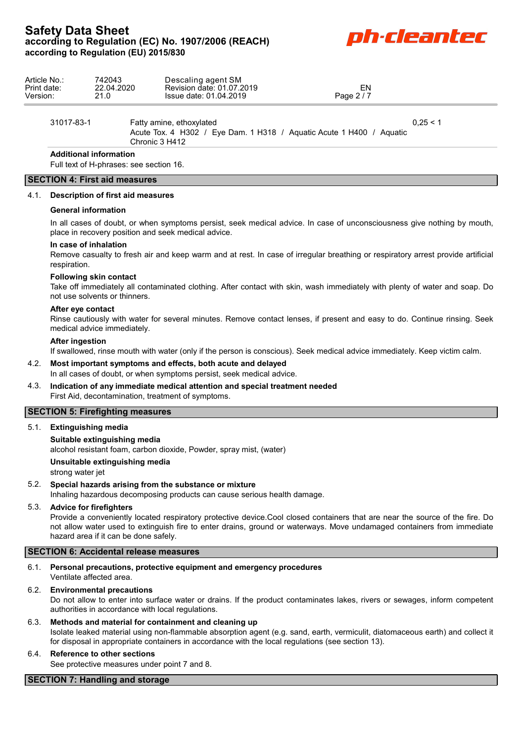| | | |
|---|---|---|
| 31017-83-1 | Fatty amine, ethoxylated<br>Acute Tox. 4 H302 / Eye Dam. 1 H318 / Aquatic Acute 1 H400 / Aquatic Chronic 3 H412 | 0,25 < 1 |

**Additional information**

Full text of H-phrases: see section 16.

## SECTION 4: First aid measures

### 4.1. Description of first aid measures

**General information**

In all cases of doubt, or when symptoms persist, seek medical advice. In case of unconsciousness give nothing by mouth, place in recovery position and seek medical advice.

**In case of inhalation**

Remove casualty to fresh air and keep warm and at rest. In case of irregular breathing or respiratory arrest provide artificial respiration.

**Following skin contact**

Take off immediately all contaminated clothing. After contact with skin, wash immediately with plenty of water and soap. Do not use solvents or thinners.

**After eye contact**

Rinse cautiously with water for several minutes. Remove contact lenses, if present and easy to do. Continue rinsing. Seek medical advice immediately.

**After ingestion**

If swallowed, rinse mouth with water (only if the person is conscious). Seek medical advice immediately. Keep victim calm.

### 4.2. Most important symptoms and effects, both acute and delayed

In all cases of doubt, or when symptoms persist, seek medical advice.

### 4.3. Indication of any immediate medical attention and special treatment needed

First Aid, decontamination, treatment of symptoms.

## SECTION 5: Firefighting measures

### 5.1. Extinguishing media

**Suitable extinguishing media**

alcohol resistant foam, carbon dioxide, Powder, spray mist, (water)

**Unsuitable extinguishing media**

strong water jet

### 5.2. Special hazards arising from the substance or mixture

Inhaling hazardous decomposing products can cause serious health damage.

### 5.3. Advice for firefighters

Provide a conveniently located respiratory protective device.Cool closed containers that are near the source of the fire. Do not allow water used to extinguish fire to enter drains, ground or waterways. Move undamaged containers from immediate hazard area if it can be done safely.

## SECTION 6: Accidental release measures

### 6.1. Personal precautions, protective equipment and emergency procedures

Ventilate affected area.

### 6.2. Environmental precautions

Do not allow to enter into surface water or drains. If the product contaminates lakes, rivers or sewages, inform competent authorities in accordance with local regulations.

### 6.3. Methods and material for containment and cleaning up

Isolate leaked material using non-flammable absorption agent (e.g. sand, earth, vermiculit, diatomaceous earth) and collect it for disposal in appropriate containers in accordance with the local regulations (see section 13).

### 6.4. Reference to other sections

See protective measures under point 7 and 8.

## SECTION 7: Handling and storage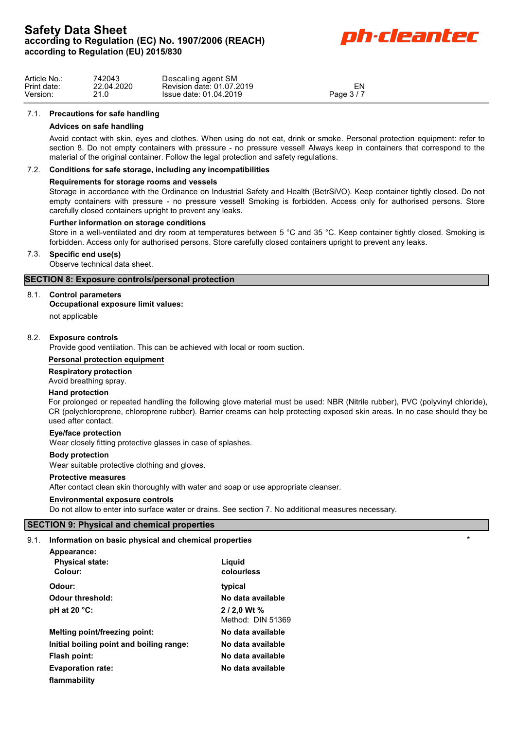### 7.1. Precautions for safe handling

**Advices on safe handling**

Avoid contact with skin, eyes and clothes. When using do not eat, drink or smoke. Personal protection equipment: refer to section 8. Do not empty containers with pressure - no pressure vessel! Always keep in containers that correspond to the material of the original container. Follow the legal protection and safety regulations.

### 7.2. Conditions for safe storage, including any incompatibilities

**Requirements for storage rooms and vessels**

Storage in accordance with the Ordinance on Industrial Safety and Health (BetrSiVO). Keep container tightly closed. Do not empty containers with pressure - no pressure vessel! Smoking is forbidden. Access only for authorised persons. Store carefully closed containers upright to prevent any leaks.

**Further information on storage conditions**

Store in a well-ventilated and dry room at temperatures between 5 °C and 35 °C. Keep container tightly closed. Smoking is forbidden. Access only for authorised persons. Store carefully closed containers upright to prevent any leaks.

### 7.3. Specific end use(s)

Observe technical data sheet.

## SECTION 8: Exposure controls/personal protection

### 8.1. Control parameters

**Occupational exposure limit values:**

not applicable

### 8.2. Exposure controls

Provide good ventilation. This can be achieved with local or room suction.

**Personal protection equipment**

**Respiratory protection**

Avoid breathing spray.

**Hand protection**

For prolonged or repeated handling the following glove material must be used: NBR (Nitrile rubber), PVC (polyvinyl chloride), CR (polychloroprene, chloroprene rubber). Barrier creams can help protecting exposed skin areas. In no case should they be used after contact.

**Eye/face protection**

Wear closely fitting protective glasses in case of splashes.

**Body protection**

Wear suitable protective clothing and gloves.

**Protective measures**

After contact clean skin thoroughly with water and soap or use appropriate cleanser.

**Environmental exposure controls**

Do not allow to enter into surface water or drains. See section 7. No additional measures necessary.

## SECTION 9: Physical and chemical properties

### 9.1. Information on basic physical and chemical properties *

**Appearance:**

| | |
|---|---|
| **Physical state:** | **Liquid** |
| **Colour:** | **colourless** |
| **Odour:** | **typical** |
| **Odour threshold:** | **No data available** |
| **pH at 20 °C:** | **2 / 2,0 Wt %**<br>Method: DIN 51369 |
| **Melting point/freezing point:** | **No data available** |
| **Initial boiling point and boiling range:** | **No data available** |
| **Flash point:** | **No data available** |
| **Evaporation rate:** | **No data available** |
| **flammability** | |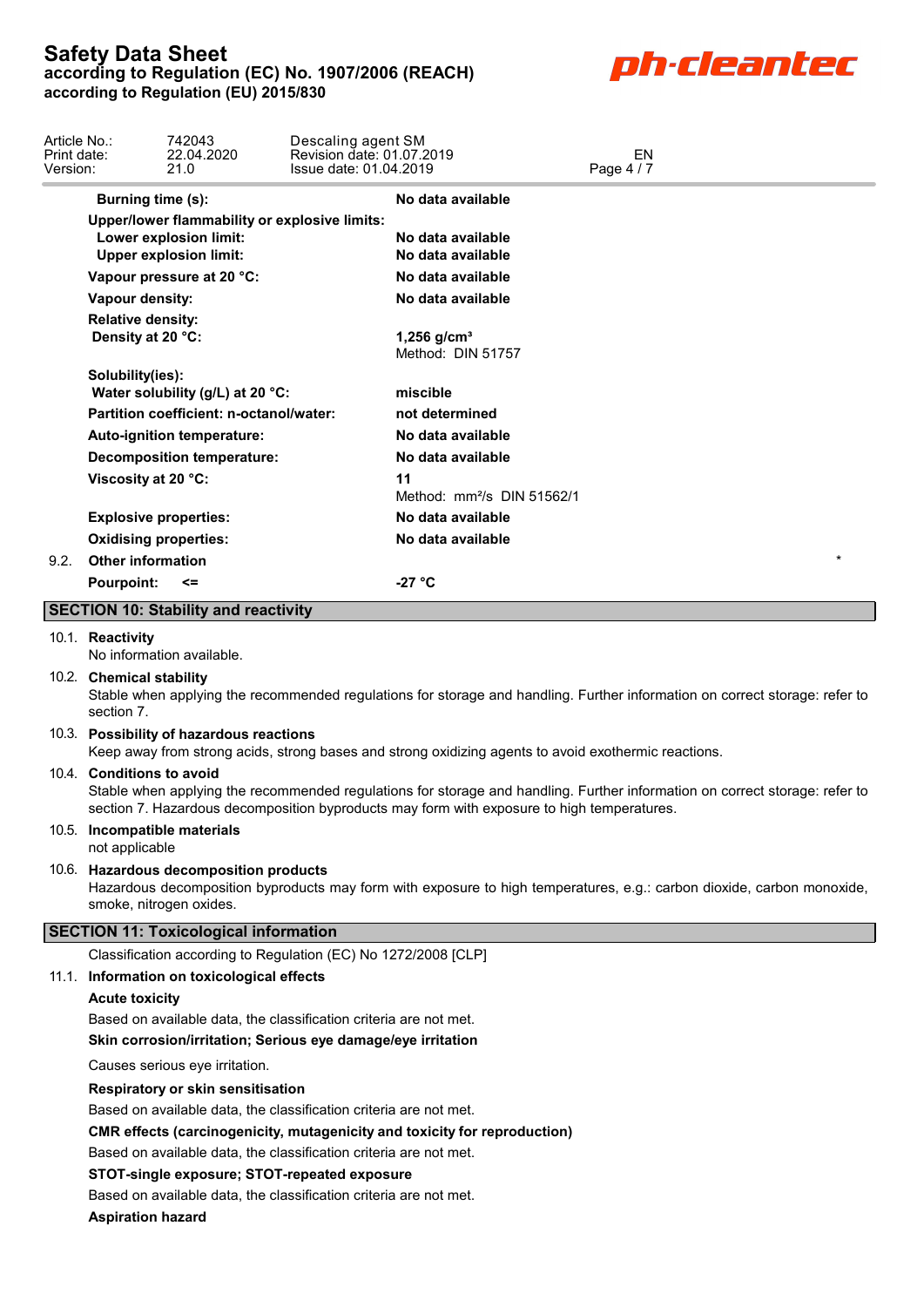| | |
|---|---|
| **Burning time (s):** | **No data available** |
| **Upper/lower flammability or explosive limits:** | |
| **Lower explosion limit:** | **No data available** |
| **Upper explosion limit:** | **No data available** |
| **Vapour pressure at 20 °C:** | **No data available** |
| **Vapour density:** | **No data available** |
| **Relative density:** | |
| **Density at 20 °C:** | **1,256 g/cm³** Method: DIN 51757 |
| **Solubility(ies):** | |
| **Water solubility (g/L) at 20 °C:** | **miscible** |
| **Partition coefficient: n-octanol/water:** | **not determined** |
| **Auto-ignition temperature:** | **No data available** |
| **Decomposition temperature:** | **No data available** |
| **Viscosity at 20 °C:** | **11** Method: mm²/s DIN 51562/1 |
| **Explosive properties:** | **No data available** |
| **Oxidising properties:** | **No data available** |

### 9.2. Other information

*

| | |
|---|---|
| **Pourpoint: <=** | **-27 °C** |

## SECTION 10: Stability and reactivity

### 10.1. Reactivity

No information available.

### 10.2. Chemical stability

Stable when applying the recommended regulations for storage and handling. Further information on correct storage: refer to section 7.

### 10.3. Possibility of hazardous reactions

Keep away from strong acids, strong bases and strong oxidizing agents to avoid exothermic reactions.

### 10.4. Conditions to avoid

Stable when applying the recommended regulations for storage and handling. Further information on correct storage: refer to section 7. Hazardous decomposition byproducts may form with exposure to high temperatures.

### 10.5. Incompatible materials

not applicable

### 10.6. Hazardous decomposition products

Hazardous decomposition byproducts may form with exposure to high temperatures, e.g.: carbon dioxide, carbon monoxide, smoke, nitrogen oxides.

## SECTION 11: Toxicological information

Classification according to Regulation (EC) No 1272/2008 [CLP]

### 11.1. Information on toxicological effects

**Acute toxicity**

Based on available data, the classification criteria are not met.

**Skin corrosion/irritation; Serious eye damage/eye irritation**

Causes serious eye irritation.

**Respiratory or skin sensitisation**

Based on available data, the classification criteria are not met.

**CMR effects (carcinogenicity, mutagenicity and toxicity for reproduction)**

Based on available data, the classification criteria are not met.

**STOT-single exposure; STOT-repeated exposure**

Based on available data, the classification criteria are not met.

**Aspiration hazard**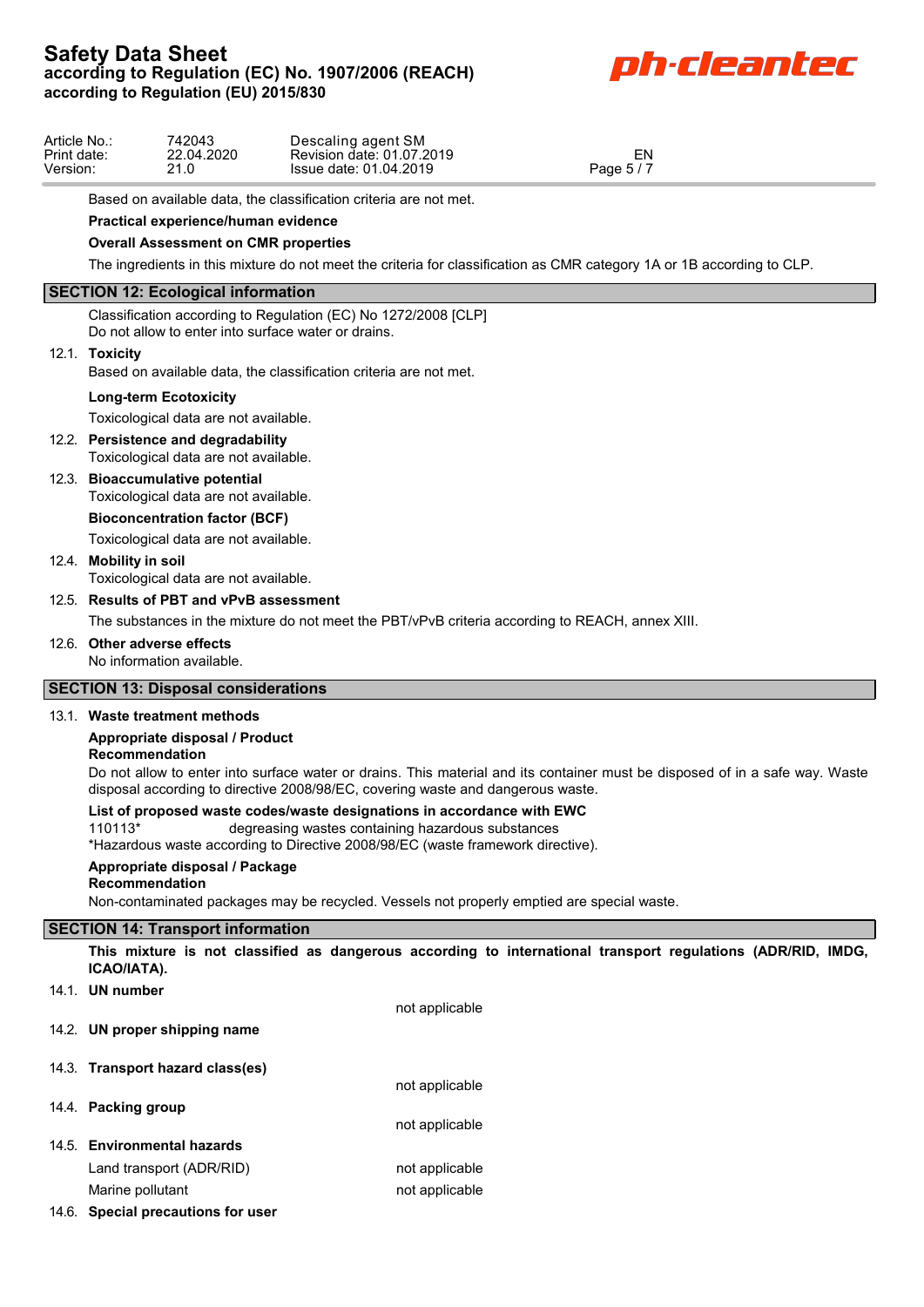Based on available data, the classification criteria are not met.

**Practical experience/human evidence**

**Overall Assessment on CMR properties**

The ingredients in this mixture do not meet the criteria for classification as CMR category 1A or 1B according to CLP.

## SECTION 12: Ecological information

Classification according to Regulation (EC) No 1272/2008 [CLP]
Do not allow to enter into surface water or drains.

### 12.1. Toxicity

Based on available data, the classification criteria are not met.

**Long-term Ecotoxicity**

Toxicological data are not available.

### 12.2. Persistence and degradability

Toxicological data are not available.

### 12.3. Bioaccumulative potential

Toxicological data are not available.

**Bioconcentration factor (BCF)**

Toxicological data are not available.

### 12.4. Mobility in soil

Toxicological data are not available.

### 12.5. Results of PBT and vPvB assessment

The substances in the mixture do not meet the PBT/vPvB criteria according to REACH, annex XIII.

### 12.6. Other adverse effects

No information available.

## SECTION 13: Disposal considerations

### 13.1. Waste treatment methods

**Appropriate disposal / Product**
**Recommendation**

Do not allow to enter into surface water or drains. This material and its container must be disposed of in a safe way. Waste disposal according to directive 2008/98/EC, covering waste and dangerous waste.

**List of proposed waste codes/waste designations in accordance with EWC**

110113* degreasing wastes containing hazardous substances
*Hazardous waste according to Directive 2008/98/EC (waste framework directive).

**Appropriate disposal / Package**
**Recommendation**

Non-contaminated packages may be recycled. Vessels not properly emptied are special waste.

## SECTION 14: Transport information

**This mixture is not classified as dangerous according to international transport regulations (ADR/RID, IMDG, ICAO/IATA).**

### 14.1. UN number

not applicable

### 14.2. UN proper shipping name

### 14.3. Transport hazard class(es)

not applicable

### 14.4. Packing group

not applicable

### 14.5. Environmental hazards

| | |
|---|---|
| Land transport (ADR/RID) | not applicable |
| Marine pollutant | not applicable |

### 14.6. Special precautions for user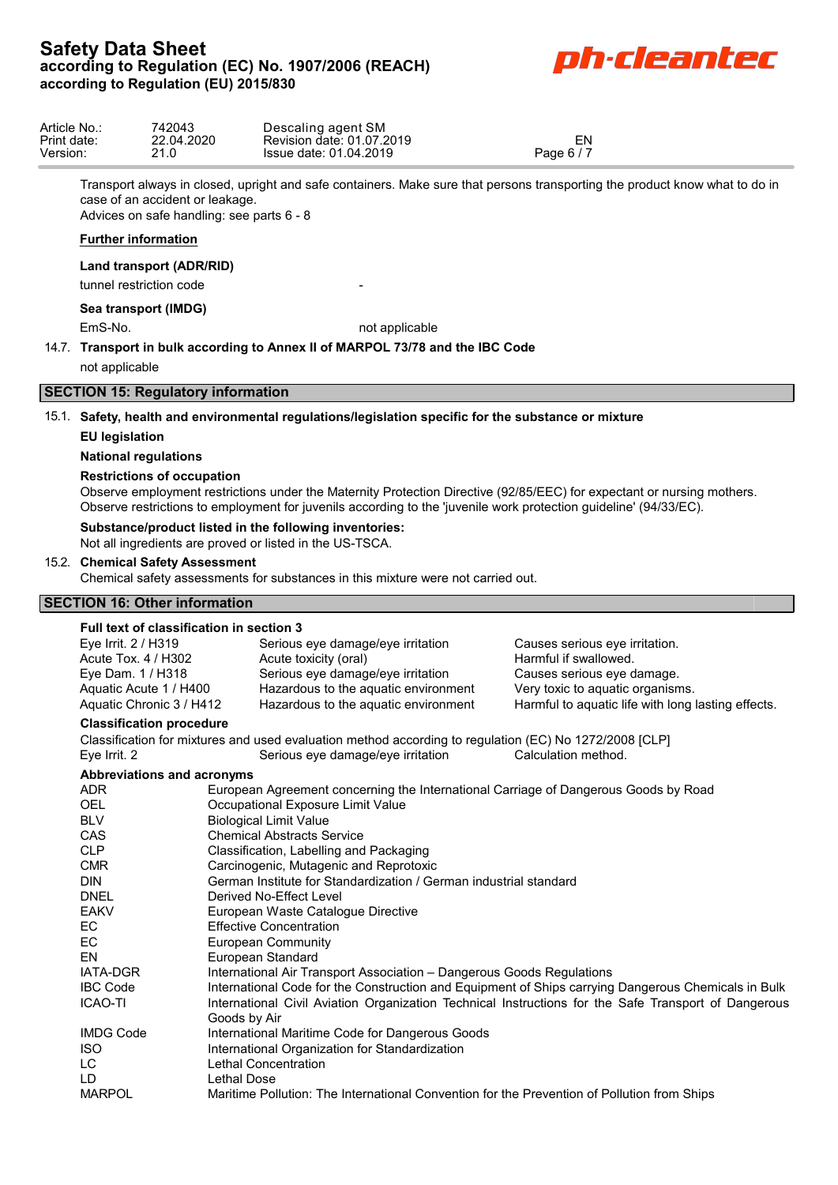Transport always in closed, upright and safe containers. Make sure that persons transporting the product know what to do in case of an accident or leakage.
Advices on safe handling: see parts 6 - 8

**Further information**

**Land transport (ADR/RID)**

| | |
|---|---|
| tunnel restriction code | - |

**Sea transport (IMDG)**

| | |
|---|---|
| EmS-No. | not applicable |

**14.7. Transport in bulk according to Annex II of MARPOL 73/78 and the IBC Code**

not applicable

## SECTION 15: Regulatory information

**15.1. Safety, health and environmental regulations/legislation specific for the substance or mixture**

**EU legislation**

**National regulations**

**Restrictions of occupation**

Observe employment restrictions under the Maternity Protection Directive (92/85/EEC) for expectant or nursing mothers.
Observe restrictions to employment for juvenils according to the 'juvenile work protection guideline' (94/33/EC).

**Substance/product listed in the following inventories:**

Not all ingredients are proved or listed in the US-TSCA.

**15.2. Chemical Safety Assessment**

Chemical safety assessments for substances in this mixture were not carried out.

## SECTION 16: Other information

**Full text of classification in section 3**

| | | |
|---|---|---|
| Eye Irrit. 2 / H319 | Serious eye damage/eye irritation | Causes serious eye irritation. |
| Acute Tox. 4 / H302 | Acute toxicity (oral) | Harmful if swallowed. |
| Eye Dam. 1 / H318 | Serious eye damage/eye irritation | Causes serious eye damage. |
| Aquatic Acute 1 / H400 | Hazardous to the aquatic environment | Very toxic to aquatic organisms. |
| Aquatic Chronic 3 / H412 | Hazardous to the aquatic environment | Harmful to aquatic life with long lasting effects. |

**Classification procedure**

Classification for mixtures and used evaluation method according to regulation (EC) No 1272/2008 [CLP]

| | | |
|---|---|---|
| Eye Irrit. 2 | Serious eye damage/eye irritation | Calculation method. |

**Abbreviations and acronyms**

| | |
|---|---|
| ADR | European Agreement concerning the International Carriage of Dangerous Goods by Road |
| OEL | Occupational Exposure Limit Value |
| BLV | Biological Limit Value |
| CAS | Chemical Abstracts Service |
| CLP | Classification, Labelling and Packaging |
| CMR | Carcinogenic, Mutagenic and Reprotoxic |
| DIN | German Institute for Standardization / German industrial standard |
| DNEL | Derived No-Effect Level |
| EAKV | European Waste Catalogue Directive |
| EC | Effective Concentration |
| EC | European Community |
| EN | European Standard |
| IATA-DGR | International Air Transport Association – Dangerous Goods Regulations |
| IBC Code | International Code for the Construction and Equipment of Ships carrying Dangerous Chemicals in Bulk |
| ICAO-TI | International Civil Aviation Organization Technical Instructions for the Safe Transport of Dangerous Goods by Air |
| IMDG Code | International Maritime Code for Dangerous Goods |
| ISO | International Organization for Standardization |
| LC | Lethal Concentration |
| LD | Lethal Dose |
| MARPOL | Maritime Pollution: The International Convention for the Prevention of Pollution from Ships |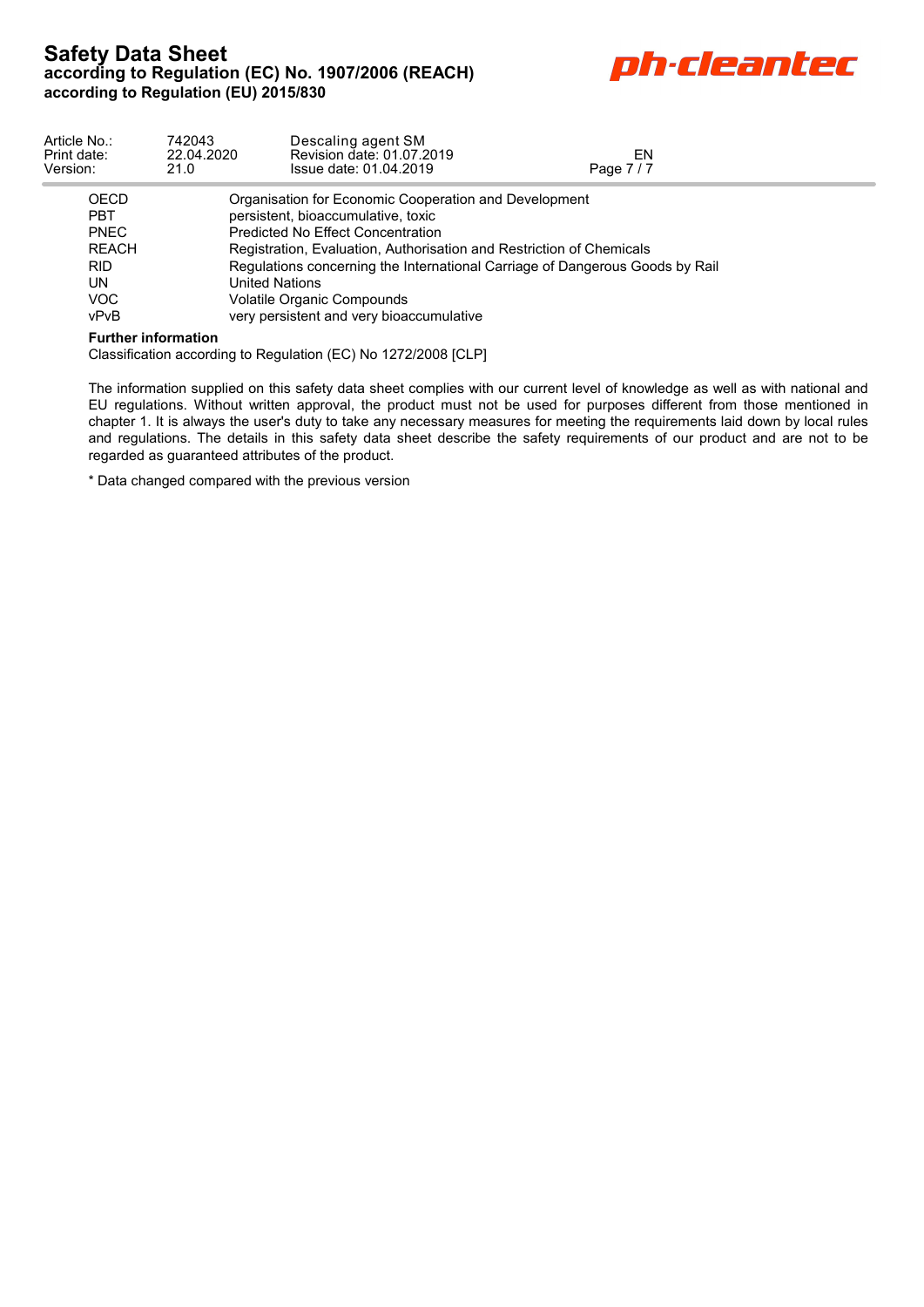| | |
|---|---|
| OECD | Organisation for Economic Cooperation and Development |
| PBT | persistent, bioaccumulative, toxic |
| PNEC | Predicted No Effect Concentration |
| REACH | Registration, Evaluation, Authorisation and Restriction of Chemicals |
| RID | Regulations concerning the International Carriage of Dangerous Goods by Rail |
| UN | United Nations |
| VOC | Volatile Organic Compounds |
| vPvB | very persistent and very bioaccumulative |

**Further information**

Classification according to Regulation (EC) No 1272/2008 [CLP]

The information supplied on this safety data sheet complies with our current level of knowledge as well as with national and EU regulations. Without written approval, the product must not be used for purposes different from those mentioned in chapter 1. It is always the user's duty to take any necessary measures for meeting the requirements laid down by local rules and regulations. The details in this safety data sheet describe the safety requirements of our product and are not to be regarded as guaranteed attributes of the product.

* Data changed compared with the previous version